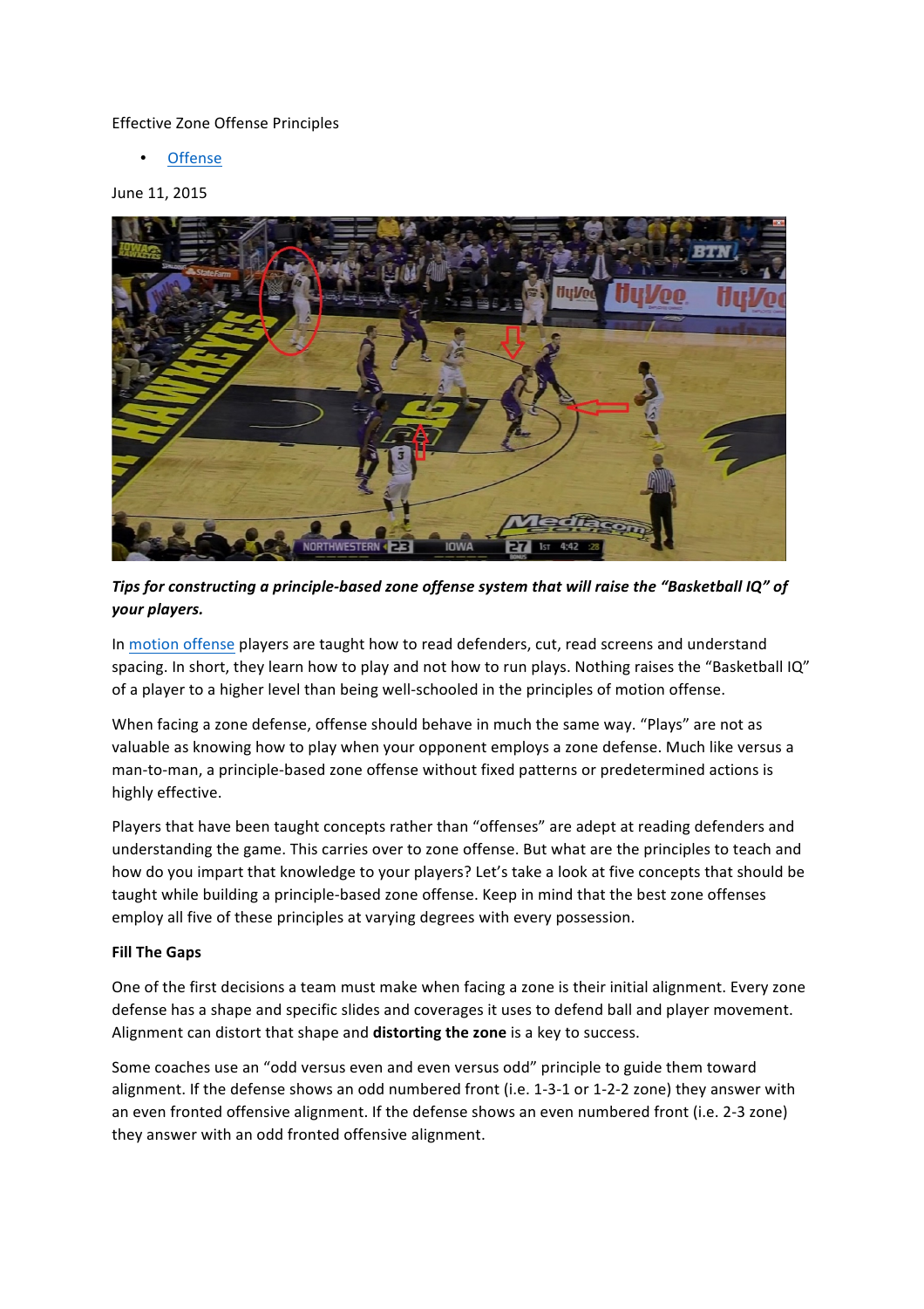Effective Zone Offense Principles

- Offense

June 11, 2015

***Tips for constructing a principle-based zone offense system that will raise the "Basketball IQ" of your players.***

In motion offense players are taught how to read defenders, cut, read screens and understand spacing. In short, they learn how to play and not how to run plays. Nothing raises the "Basketball IQ" of a player to a higher level than being well-schooled in the principles of motion offense.

When facing a zone defense, offense should behave in much the same way. "Plays" are not as valuable as knowing how to play when your opponent employs a zone defense. Much like versus a man-to-man, a principle-based zone offense without fixed patterns or predetermined actions is highly effective.

Players that have been taught concepts rather than "offenses" are adept at reading defenders and understanding the game. This carries over to zone offense. But what are the principles to teach and how do you impart that knowledge to your players? Let's take a look at five concepts that should be taught while building a principle-based zone offense. Keep in mind that the best zone offenses employ all five of these principles at varying degrees with every possession.

**Fill The Gaps**

One of the first decisions a team must make when facing a zone is their initial alignment. Every zone defense has a shape and specific slides and coverages it uses to defend ball and player movement. Alignment can distort that shape and **distorting the zone** is a key to success.

Some coaches use an "odd versus even and even versus odd" principle to guide them toward alignment. If the defense shows an odd numbered front (i.e. 1-3-1 or 1-2-2 zone) they answer with an even fronted offensive alignment. If the defense shows an even numbered front (i.e. 2-3 zone) they answer with an odd fronted offensive alignment.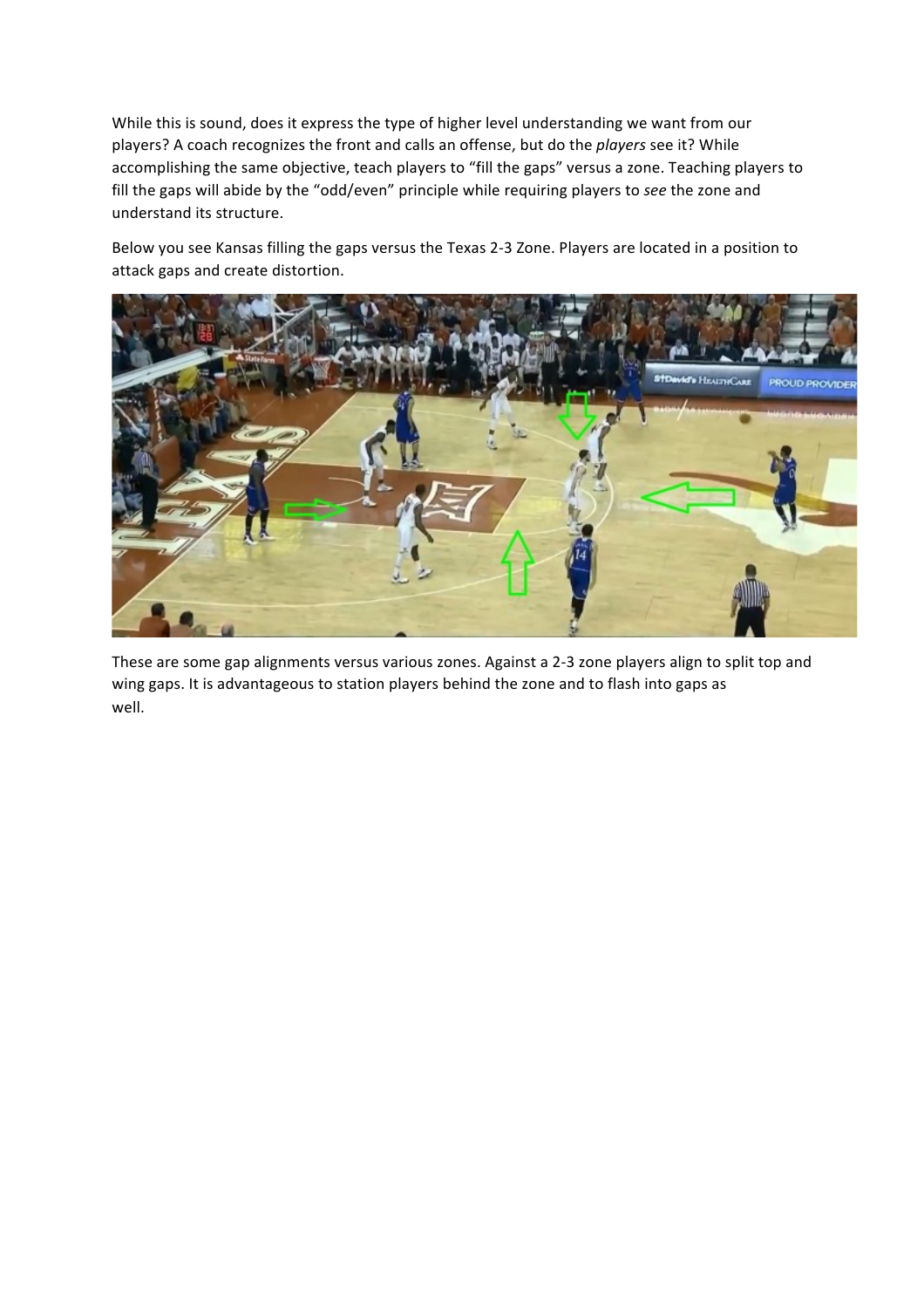While this is sound, does it express the type of higher level understanding we want from our players? A coach recognizes the front and calls an offense, but do the *players* see it? While accomplishing the same objective, teach players to "fill the gaps" versus a zone. Teaching players to fill the gaps will abide by the "odd/even" principle while requiring players to *see* the zone and understand its structure.

Below you see Kansas filling the gaps versus the Texas 2-3 Zone. Players are located in a position to attack gaps and create distortion.

These are some gap alignments versus various zones. Against a 2-3 zone players align to split top and wing gaps. It is advantageous to station players behind the zone and to flash into gaps as well.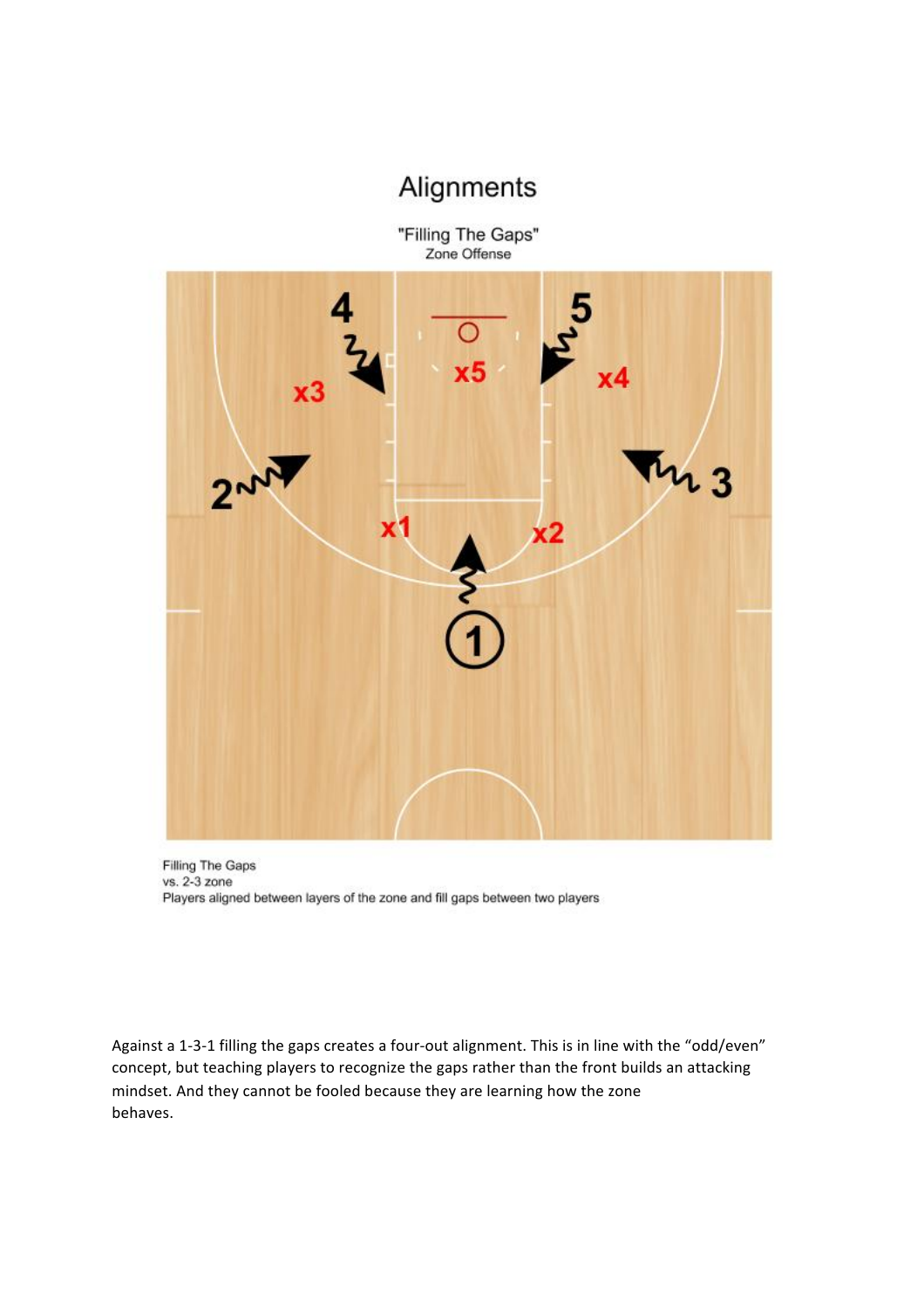Filling The Gaps
vs. 2-3 zone
Players aligned between layers of the zone and fill gaps between two players

Against a 1-3-1 filling the gaps creates a four-out alignment. This is in line with the "odd/even" concept, but teaching players to recognize the gaps rather than the front builds an attacking mindset. And they cannot be fooled because they are learning how the zone behaves.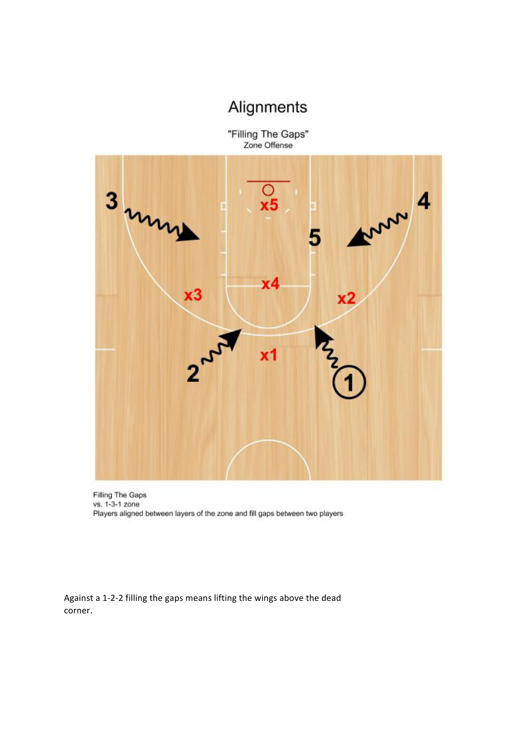# Alignments

"Filling The Gaps"
Zone Offense

Filling The Gaps
vs. 1-3-1 zone
Players aligned between layers of the zone and fill gaps between two players

Against a 1-2-2 filling the gaps means lifting the wings above the dead corner.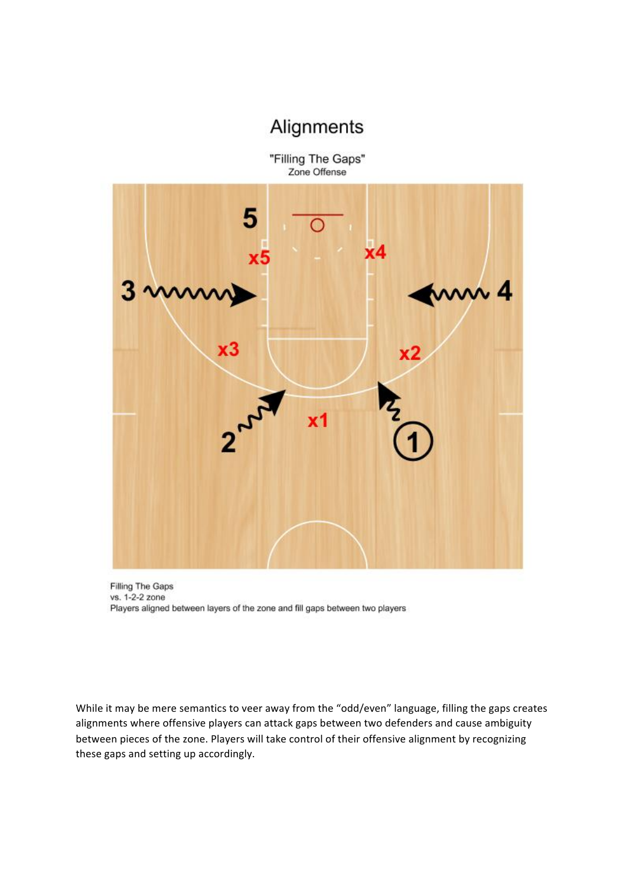# Alignments

"Filling The Gaps"
Zone Offense

Filling The Gaps
vs. 1-2-2 zone
Players aligned between layers of the zone and fill gaps between two players

While it may be mere semantics to veer away from the "odd/even" language, filling the gaps creates alignments where offensive players can attack gaps between two defenders and cause ambiguity between pieces of the zone. Players will take control of their offensive alignment by recognizing these gaps and setting up accordingly.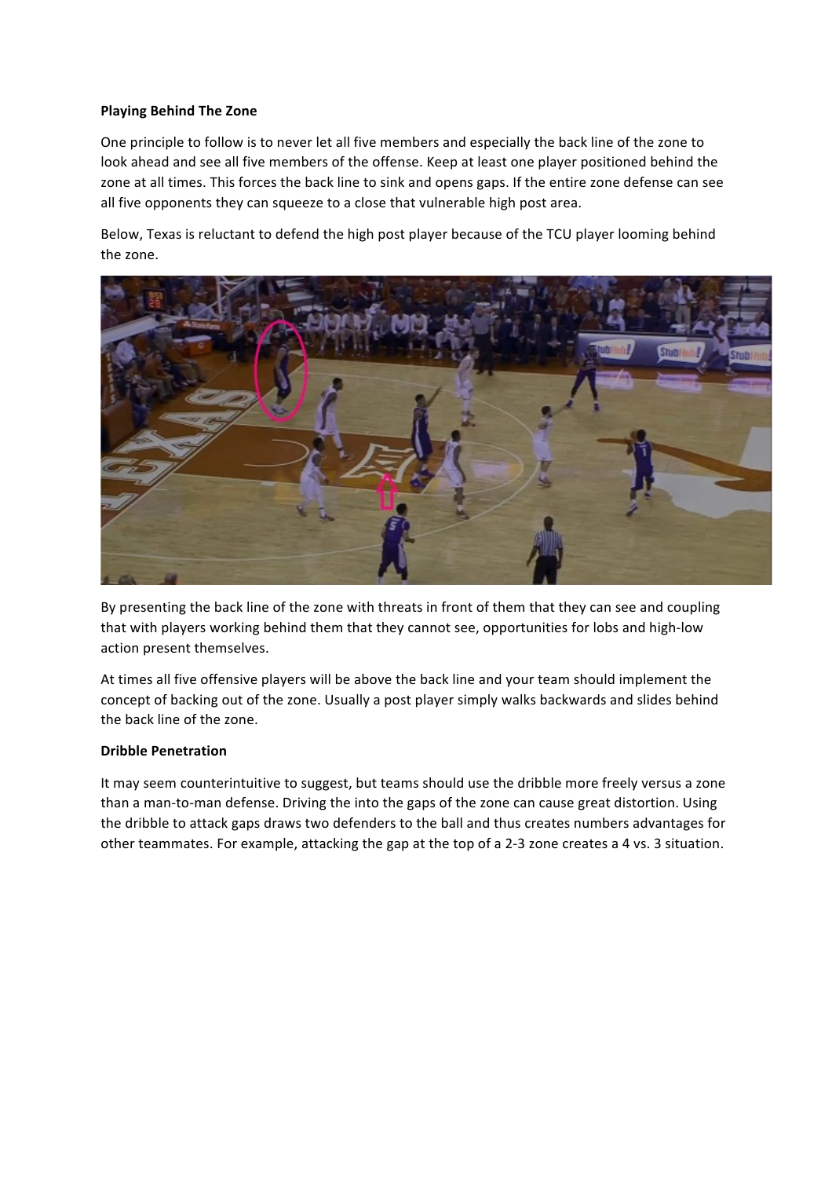**Playing Behind The Zone**

One principle to follow is to never let all five members and especially the back line of the zone to look ahead and see all five members of the offense. Keep at least one player positioned behind the zone at all times. This forces the back line to sink and opens gaps. If the entire zone defense can see all five opponents they can squeeze to a close that vulnerable high post area.

Below, Texas is reluctant to defend the high post player because of the TCU player looming behind the zone.

By presenting the back line of the zone with threats in front of them that they can see and coupling that with players working behind them that they cannot see, opportunities for lobs and high-low action present themselves.

At times all five offensive players will be above the back line and your team should implement the concept of backing out of the zone. Usually a post player simply walks backwards and slides behind the back line of the zone.

**Dribble Penetration**

It may seem counterintuitive to suggest, but teams should use the dribble more freely versus a zone than a man-to-man defense. Driving the into the gaps of the zone can cause great distortion. Using the dribble to attack gaps draws two defenders to the ball and thus creates numbers advantages for other teammates. For example, attacking the gap at the top of a 2-3 zone creates a 4 vs. 3 situation.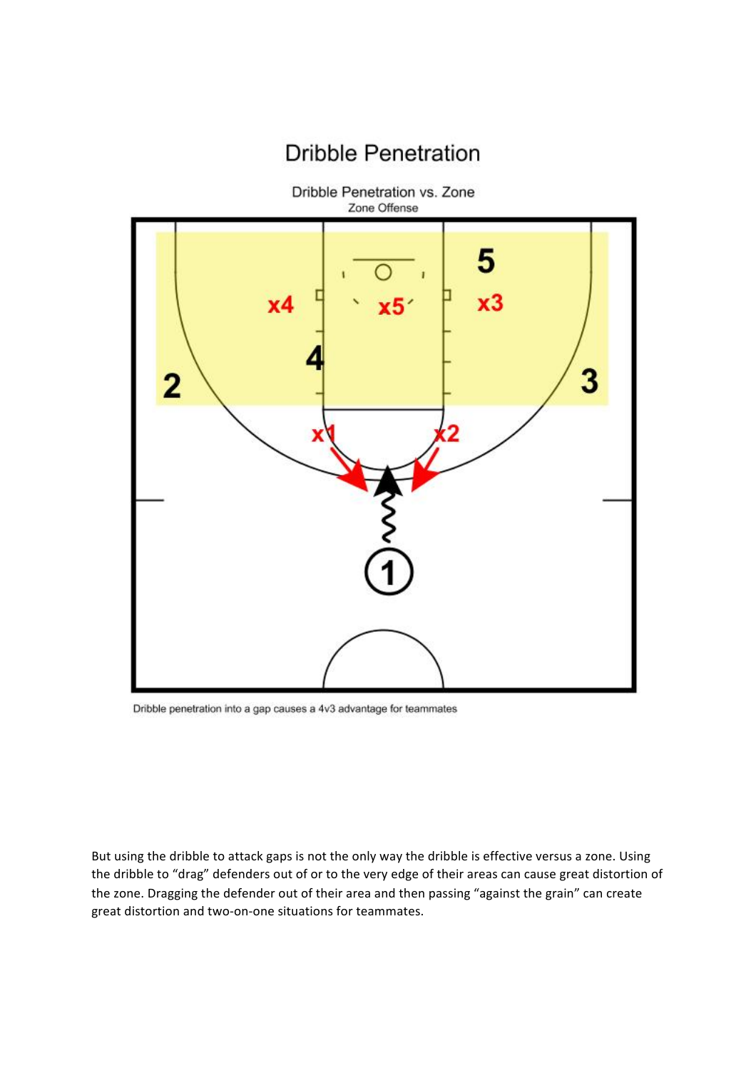## Dribble Penetration

Dribble Penetration vs. Zone

Zone Offense

Dribble penetration into a gap causes a 4v3 advantage for teammates

But using the dribble to attack gaps is not the only way the dribble is effective versus a zone. Using the dribble to "drag" defenders out of or to the very edge of their areas can cause great distortion of the zone. Dragging the defender out of their area and then passing "against the grain" can create great distortion and two-on-one situations for teammates.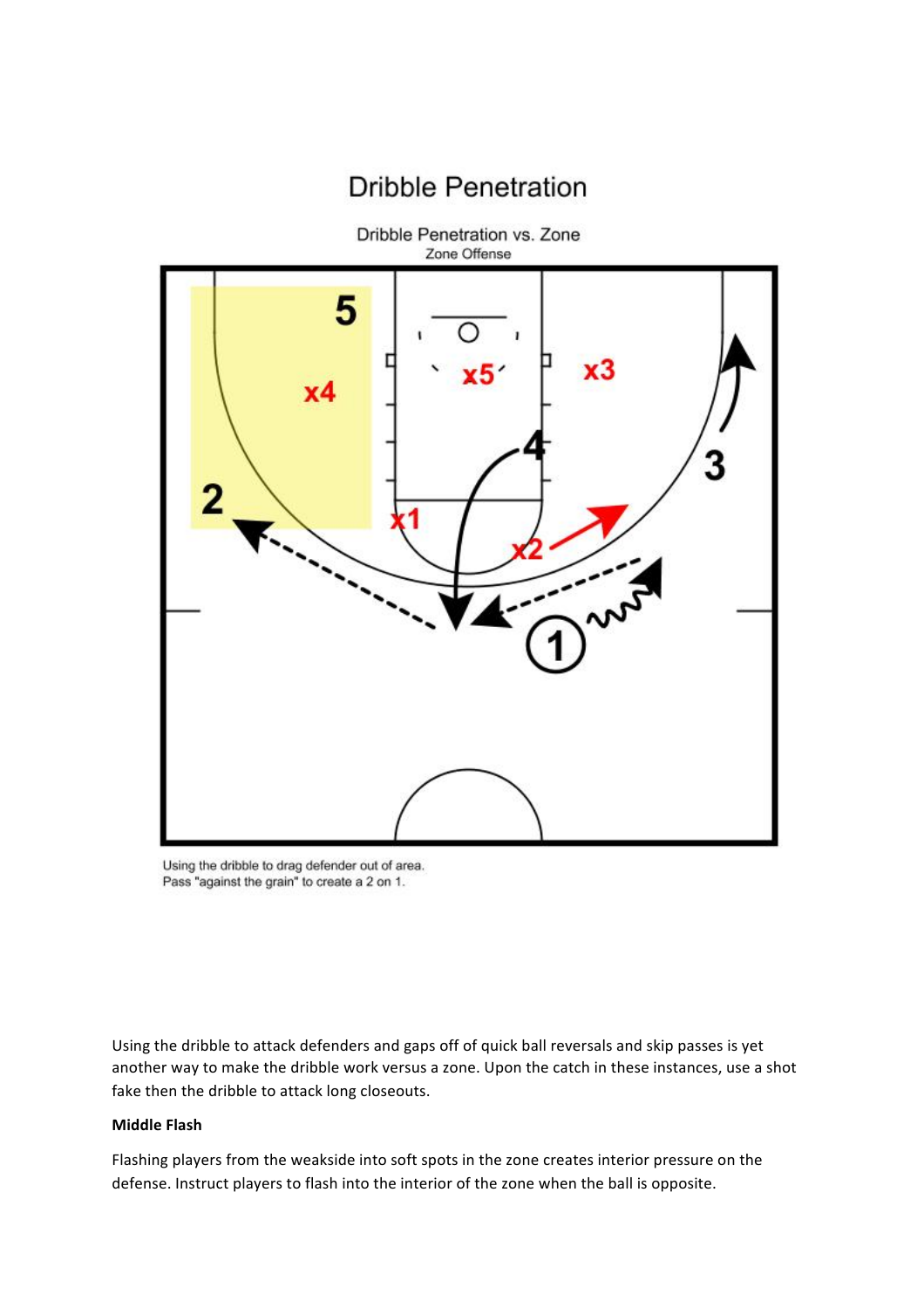# Dribble Penetration

Dribble Penetration vs. Zone

Zone Offense

Using the dribble to drag defender out of area.
Pass "against the grain" to create a 2 on 1.

Using the dribble to attack defenders and gaps off of quick ball reversals and skip passes is yet another way to make the dribble work versus a zone. Upon the catch in these instances, use a shot fake then the dribble to attack long closeouts.

**Middle Flash**

Flashing players from the weakside into soft spots in the zone creates interior pressure on the defense. Instruct players to flash into the interior of the zone when the ball is opposite.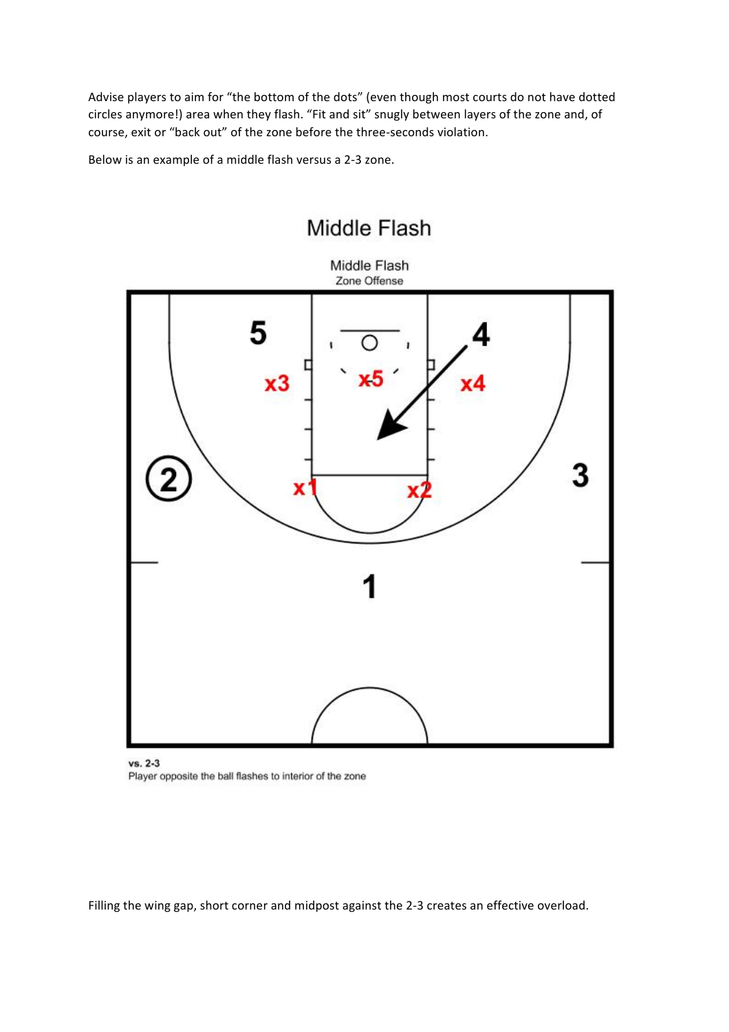Advise players to aim for "the bottom of the dots" (even though most courts do not have dotted circles anymore!) area when they flash. "Fit and sit" snugly between layers of the zone and, of course, exit or "back out" of the zone before the three-seconds violation.

Below is an example of a middle flash versus a 2-3 zone.

## Middle Flash

Middle Flash
Zone Offense

vs. 2-3
Player opposite the ball flashes to interior of the zone

Filling the wing gap, short corner and midpost against the 2-3 creates an effective overload.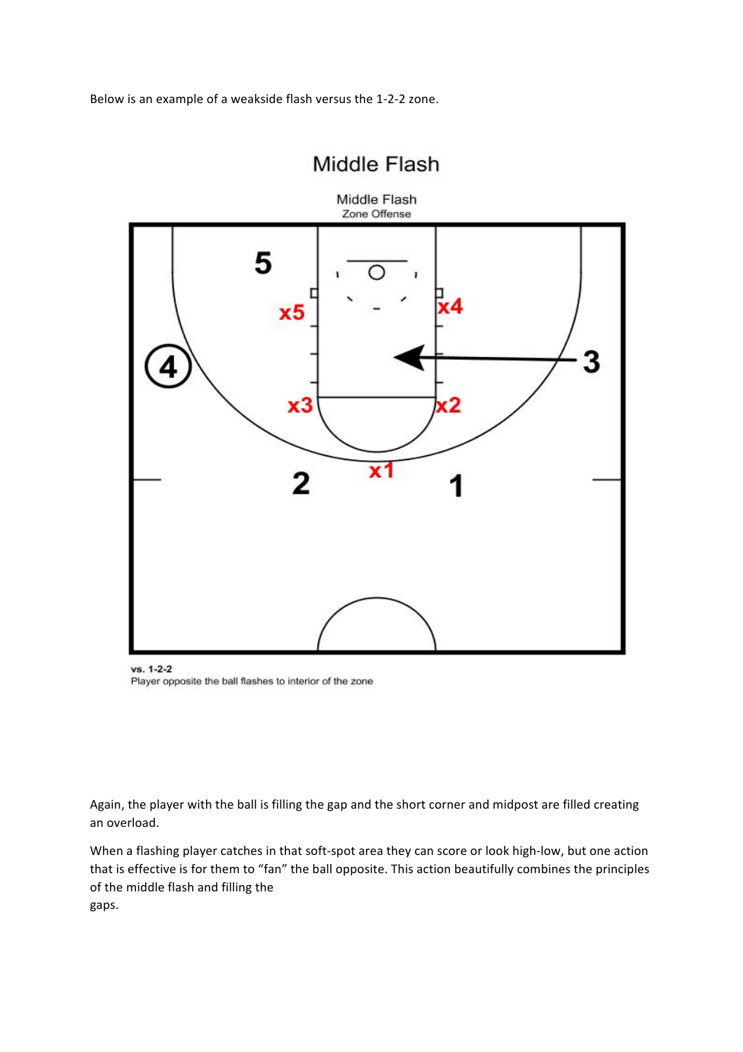Below is an example of a weakside flash versus the 1-2-2 zone.

Middle Flash

Middle Flash
Zone Offense

vs. 1-2-2
Player opposite the ball flashes to interior of the zone

Again, the player with the ball is filling the gap and the short corner and midpost are filled creating an overload.

When a flashing player catches in that soft-spot area they can score or look high-low, but one action that is effective is for them to "fan" the ball opposite. This action beautifully combines the principles of the middle flash and filling the gaps.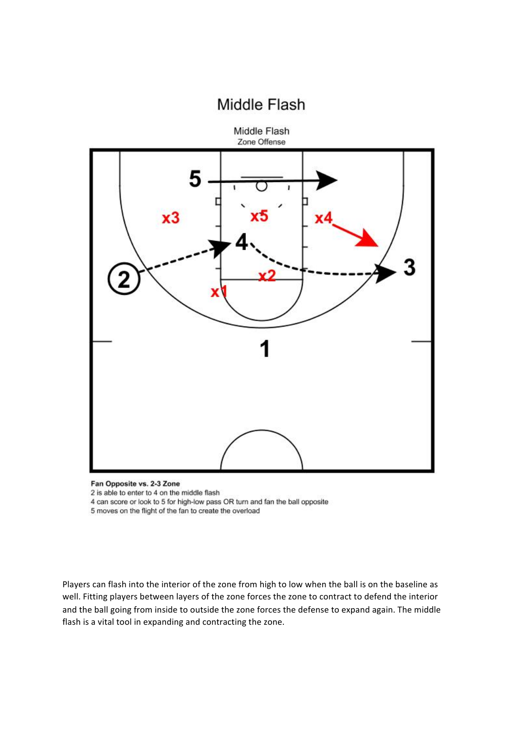# Middle Flash

Middle Flash
Zone Offense

**Fan Opposite vs. 2-3 Zone**
2 is able to enter to 4 on the middle flash
4 can score or look to 5 for high-low pass OR turn and fan the ball opposite
5 moves on the flight of the fan to create the overload

Players can flash into the interior of the zone from high to low when the ball is on the baseline as well. Fitting players between layers of the zone forces the zone to contract to defend the interior and the ball going from inside to outside the zone forces the defense to expand again. The middle flash is a vital tool in expanding and contracting the zone.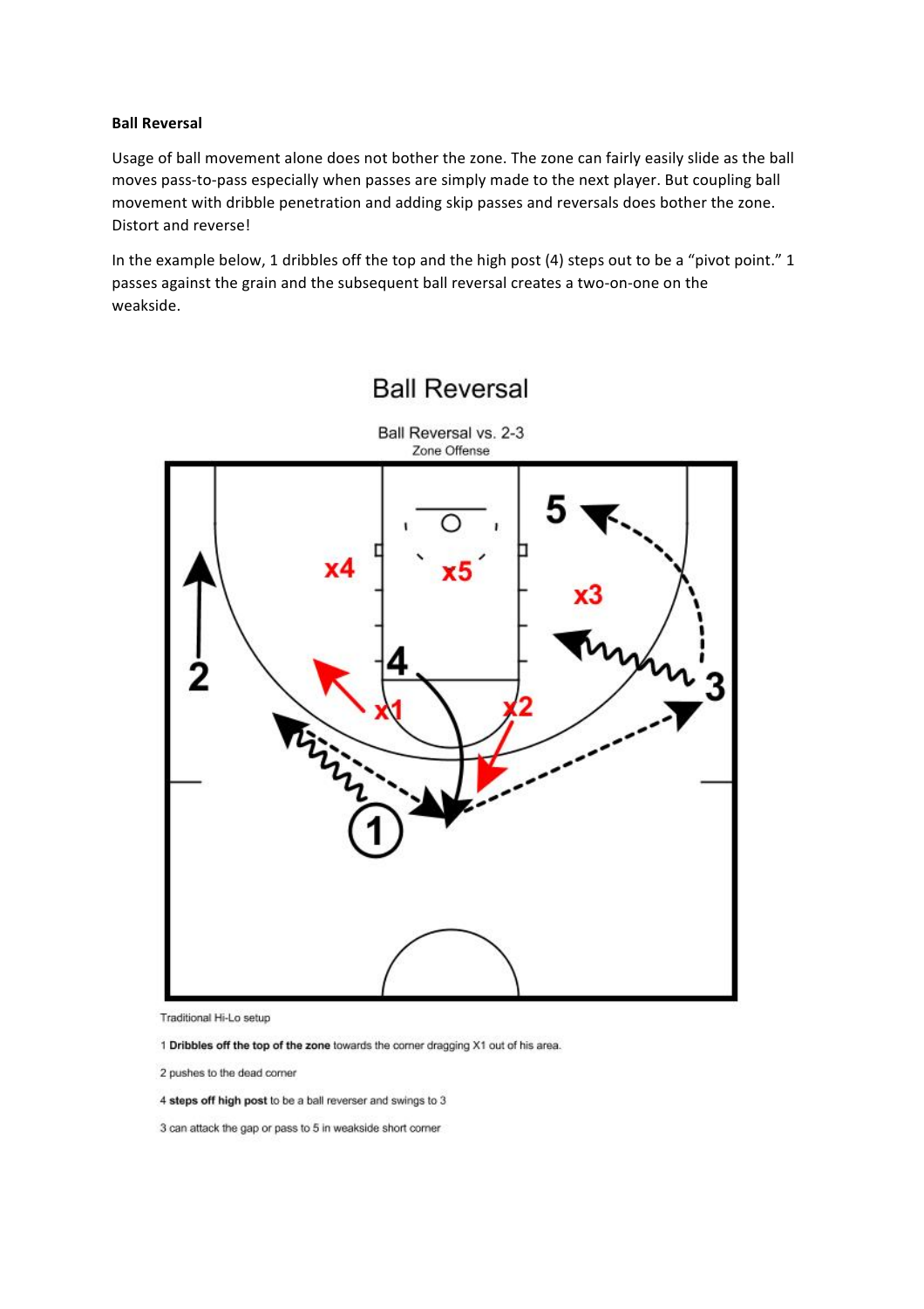**Ball Reversal**

Usage of ball movement alone does not bother the zone. The zone can fairly easily slide as the ball moves pass-to-pass especially when passes are simply made to the next player. But coupling ball movement with dribble penetration and adding skip passes and reversals does bother the zone. Distort and reverse!

In the example below, 1 dribbles off the top and the high post (4) steps out to be a "pivot point." 1 passes against the grain and the subsequent ball reversal creates a two-on-one on the weakside.

Ball Reversal

Ball Reversal vs. 2-3 Zone Offense

Traditional Hi-Lo setup

1 **Dribbles off the top of the zone** towards the corner dragging X1 out of his area.

2 pushes to the dead corner

4 **steps off high post** to be a ball reverser and swings to 3

3 can attack the gap or pass to 5 in weakside short corner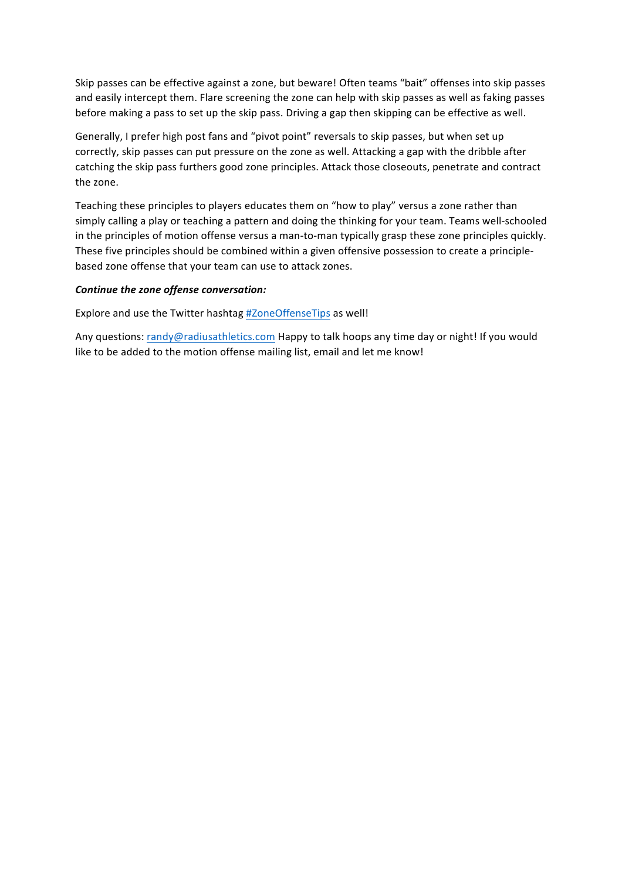Skip passes can be effective against a zone, but beware! Often teams "bait" offenses into skip passes and easily intercept them. Flare screening the zone can help with skip passes as well as faking passes before making a pass to set up the skip pass. Driving a gap then skipping can be effective as well.

Generally, I prefer high post fans and "pivot point" reversals to skip passes, but when set up correctly, skip passes can put pressure on the zone as well. Attacking a gap with the dribble after catching the skip pass furthers good zone principles. Attack those closeouts, penetrate and contract the zone.

Teaching these principles to players educates them on "how to play" versus a zone rather than simply calling a play or teaching a pattern and doing the thinking for your team. Teams well-schooled in the principles of motion offense versus a man-to-man typically grasp these zone principles quickly. These five principles should be combined within a given offensive possession to create a principle-based zone offense that your team can use to attack zones.

***Continue the zone offense conversation:***

Explore and use the Twitter hashtag #ZoneOffenseTips as well!

Any questions: randy@radiusathletics.com Happy to talk hoops any time day or night! If you would like to be added to the motion offense mailing list, email and let me know!